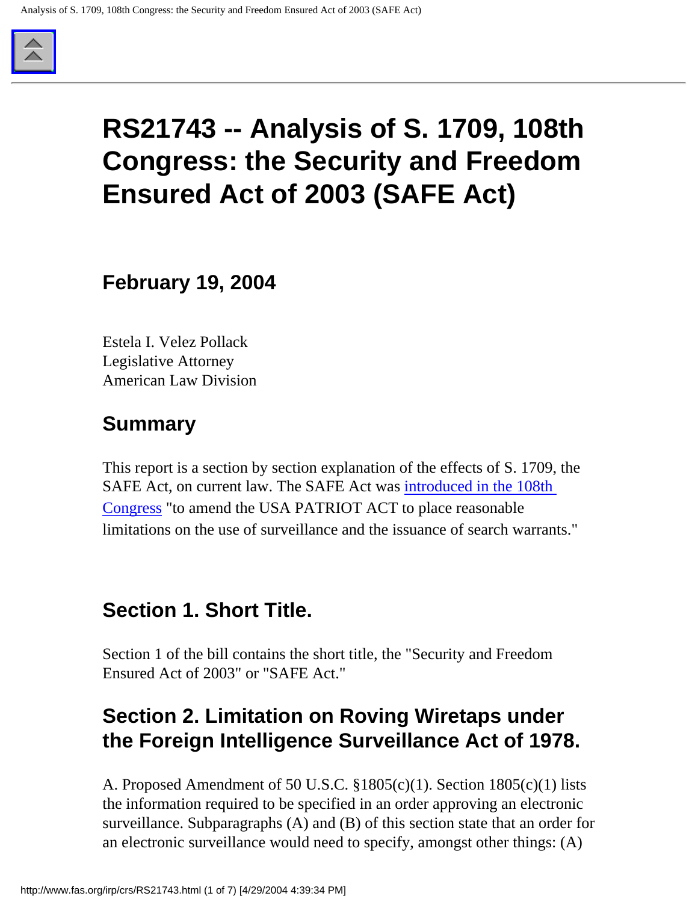# RS21743 -- Analysis of S. 1709, 108th Congress: the Security and Freedom Ensured Act of 2003 (SAFE Act)

## February 19, 2004

Estela I. Velez Pollack
Legislative Attorney
American Law Division

## Summary

This report is a section by section explanation of the effects of S. 1709, the SAFE Act, on current law. The SAFE Act was introduced in the 108th Congress "to amend the USA PATRIOT ACT to place reasonable limitations on the use of surveillance and the issuance of search warrants."

## Section 1. Short Title.

Section 1 of the bill contains the short title, the "Security and Freedom Ensured Act of 2003" or "SAFE Act."

## Section 2. Limitation on Roving Wiretaps under the Foreign Intelligence Surveillance Act of 1978.

A. Proposed Amendment of 50 U.S.C. §1805(c)(1). Section 1805(c)(1) lists the information required to be specified in an order approving an electronic surveillance. Subparagraphs (A) and (B) of this section state that an order for an electronic surveillance would need to specify, amongst other things: (A)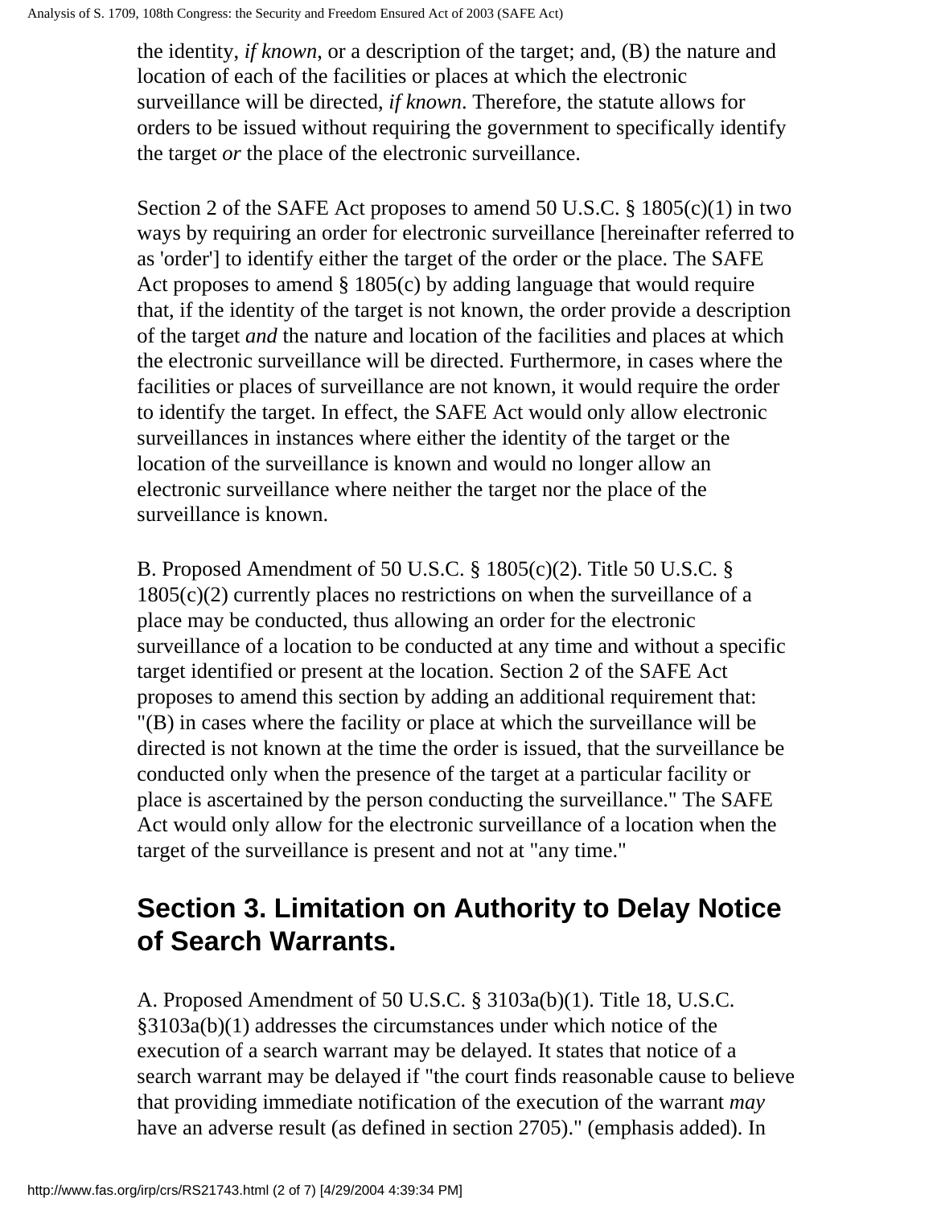the identity, *if known*, or a description of the target; and, (B) the nature and location of each of the facilities or places at which the electronic surveillance will be directed, *if known*. Therefore, the statute allows for orders to be issued without requiring the government to specifically identify the target *or* the place of the electronic surveillance.

Section 2 of the SAFE Act proposes to amend 50 U.S.C. § 1805(c)(1) in two ways by requiring an order for electronic surveillance [hereinafter referred to as 'order'] to identify either the target of the order or the place. The SAFE Act proposes to amend § 1805(c) by adding language that would require that, if the identity of the target is not known, the order provide a description of the target *and* the nature and location of the facilities and places at which the electronic surveillance will be directed. Furthermore, in cases where the facilities or places of surveillance are not known, it would require the order to identify the target. In effect, the SAFE Act would only allow electronic surveillances in instances where either the identity of the target or the location of the surveillance is known and would no longer allow an electronic surveillance where neither the target nor the place of the surveillance is known.

B. Proposed Amendment of 50 U.S.C. § 1805(c)(2). Title 50 U.S.C. § 1805(c)(2) currently places no restrictions on when the surveillance of a place may be conducted, thus allowing an order for the electronic surveillance of a location to be conducted at any time and without a specific target identified or present at the location. Section 2 of the SAFE Act proposes to amend this section by adding an additional requirement that: "(B) in cases where the facility or place at which the surveillance will be directed is not known at the time the order is issued, that the surveillance be conducted only when the presence of the target at a particular facility or place is ascertained by the person conducting the surveillance." The SAFE Act would only allow for the electronic surveillance of a location when the target of the surveillance is present and not at "any time."

## Section 3. Limitation on Authority to Delay Notice of Search Warrants.

A. Proposed Amendment of 50 U.S.C. § 3103a(b)(1). Title 18, U.S.C. §3103a(b)(1) addresses the circumstances under which notice of the execution of a search warrant may be delayed. It states that notice of a search warrant may be delayed if "the court finds reasonable cause to believe that providing immediate notification of the execution of the warrant *may* have an adverse result (as defined in section 2705)." (emphasis added). In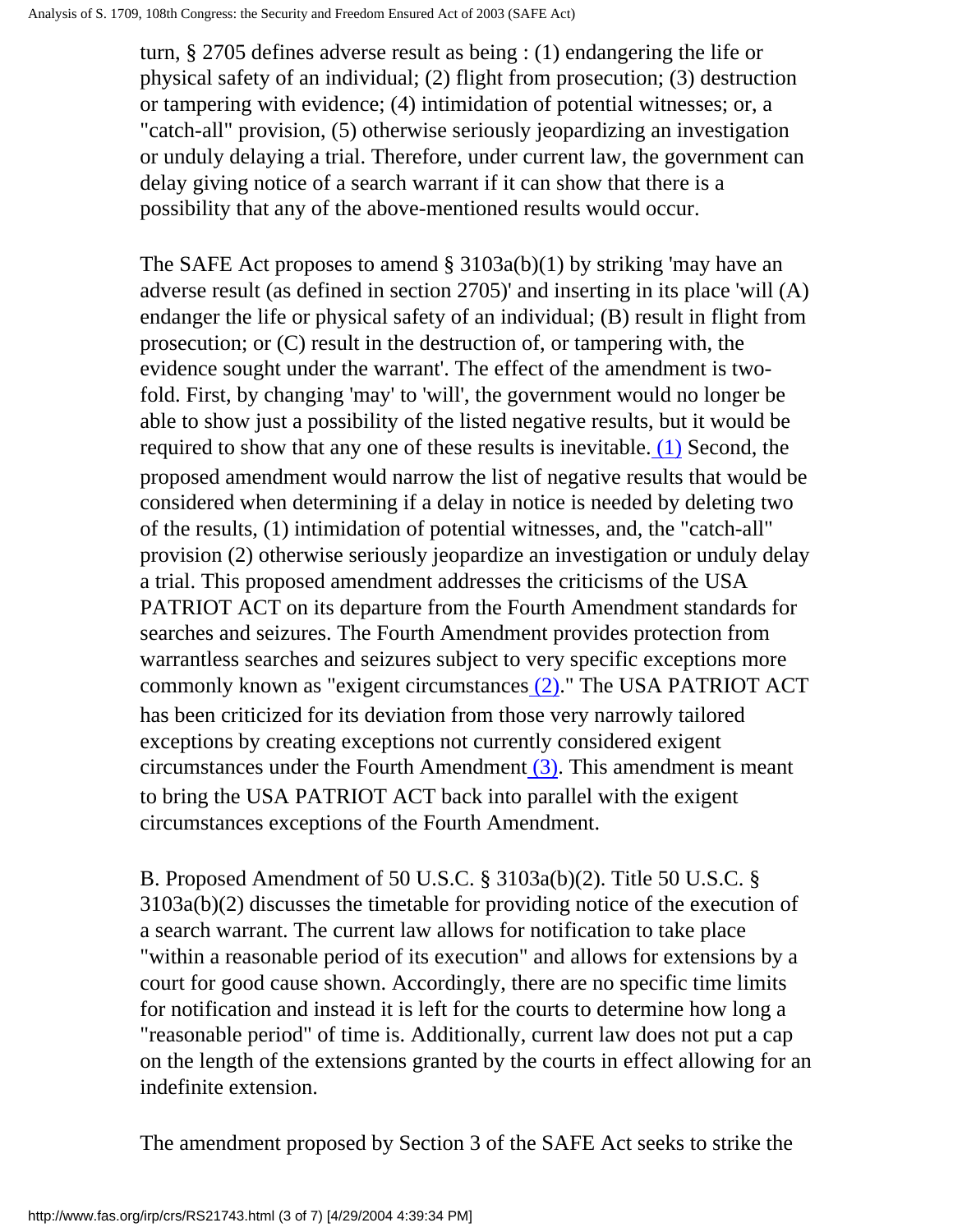turn, § 2705 defines adverse result as being : (1) endangering the life or physical safety of an individual; (2) flight from prosecution; (3) destruction or tampering with evidence; (4) intimidation of potential witnesses; or, a "catch-all" provision, (5) otherwise seriously jeopardizing an investigation or unduly delaying a trial. Therefore, under current law, the government can delay giving notice of a search warrant if it can show that there is a possibility that any of the above-mentioned results would occur.

The SAFE Act proposes to amend § 3103a(b)(1) by striking 'may have an adverse result (as defined in section 2705)' and inserting in its place 'will (A) endanger the life or physical safety of an individual; (B) result in flight from prosecution; or (C) result in the destruction of, or tampering with, the evidence sought under the warrant'. The effect of the amendment is two-fold. First, by changing 'may' to 'will', the government would no longer be able to show just a possibility of the listed negative results, but it would be required to show that any one of these results is inevitable. (1) Second, the proposed amendment would narrow the list of negative results that would be considered when determining if a delay in notice is needed by deleting two of the results, (1) intimidation of potential witnesses, and, the "catch-all" provision (2) otherwise seriously jeopardize an investigation or unduly delay a trial. This proposed amendment addresses the criticisms of the USA PATRIOT ACT on its departure from the Fourth Amendment standards for searches and seizures. The Fourth Amendment provides protection from warrantless searches and seizures subject to very specific exceptions more commonly known as "exigent circumstances (2)." The USA PATRIOT ACT has been criticized for its deviation from those very narrowly tailored exceptions by creating exceptions not currently considered exigent circumstances under the Fourth Amendment (3). This amendment is meant to bring the USA PATRIOT ACT back into parallel with the exigent circumstances exceptions of the Fourth Amendment.

B. Proposed Amendment of 50 U.S.C. § 3103a(b)(2). Title 50 U.S.C. § 3103a(b)(2) discusses the timetable for providing notice of the execution of a search warrant. The current law allows for notification to take place "within a reasonable period of its execution" and allows for extensions by a court for good cause shown. Accordingly, there are no specific time limits for notification and instead it is left for the courts to determine how long a "reasonable period" of time is. Additionally, current law does not put a cap on the length of the extensions granted by the courts in effect allowing for an indefinite extension.

The amendment proposed by Section 3 of the SAFE Act seeks to strike the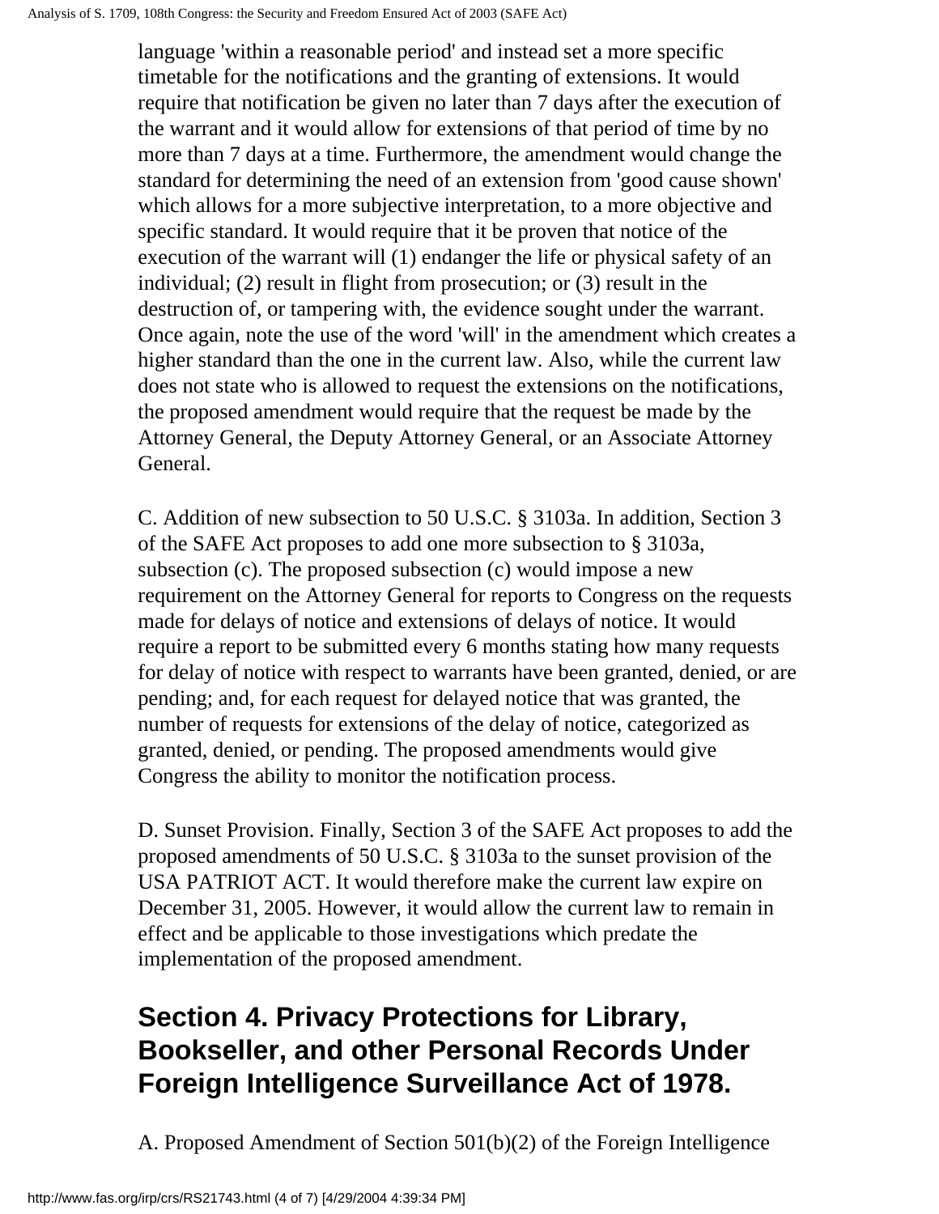language 'within a reasonable period' and instead set a more specific timetable for the notifications and the granting of extensions. It would require that notification be given no later than 7 days after the execution of the warrant and it would allow for extensions of that period of time by no more than 7 days at a time. Furthermore, the amendment would change the standard for determining the need of an extension from 'good cause shown' which allows for a more subjective interpretation, to a more objective and specific standard. It would require that it be proven that notice of the execution of the warrant will (1) endanger the life or physical safety of an individual; (2) result in flight from prosecution; or (3) result in the destruction of, or tampering with, the evidence sought under the warrant. Once again, note the use of the word 'will' in the amendment which creates a higher standard than the one in the current law. Also, while the current law does not state who is allowed to request the extensions on the notifications, the proposed amendment would require that the request be made by the Attorney General, the Deputy Attorney General, or an Associate Attorney General.

C. Addition of new subsection to 50 U.S.C. § 3103a. In addition, Section 3 of the SAFE Act proposes to add one more subsection to § 3103a, subsection (c). The proposed subsection (c) would impose a new requirement on the Attorney General for reports to Congress on the requests made for delays of notice and extensions of delays of notice. It would require a report to be submitted every 6 months stating how many requests for delay of notice with respect to warrants have been granted, denied, or are pending; and, for each request for delayed notice that was granted, the number of requests for extensions of the delay of notice, categorized as granted, denied, or pending. The proposed amendments would give Congress the ability to monitor the notification process.

D. Sunset Provision. Finally, Section 3 of the SAFE Act proposes to add the proposed amendments of 50 U.S.C. § 3103a to the sunset provision of the USA PATRIOT ACT. It would therefore make the current law expire on December 31, 2005. However, it would allow the current law to remain in effect and be applicable to those investigations which predate the implementation of the proposed amendment.

## Section 4. Privacy Protections for Library, Bookseller, and other Personal Records Under Foreign Intelligence Surveillance Act of 1978.

A. Proposed Amendment of Section 501(b)(2) of the Foreign Intelligence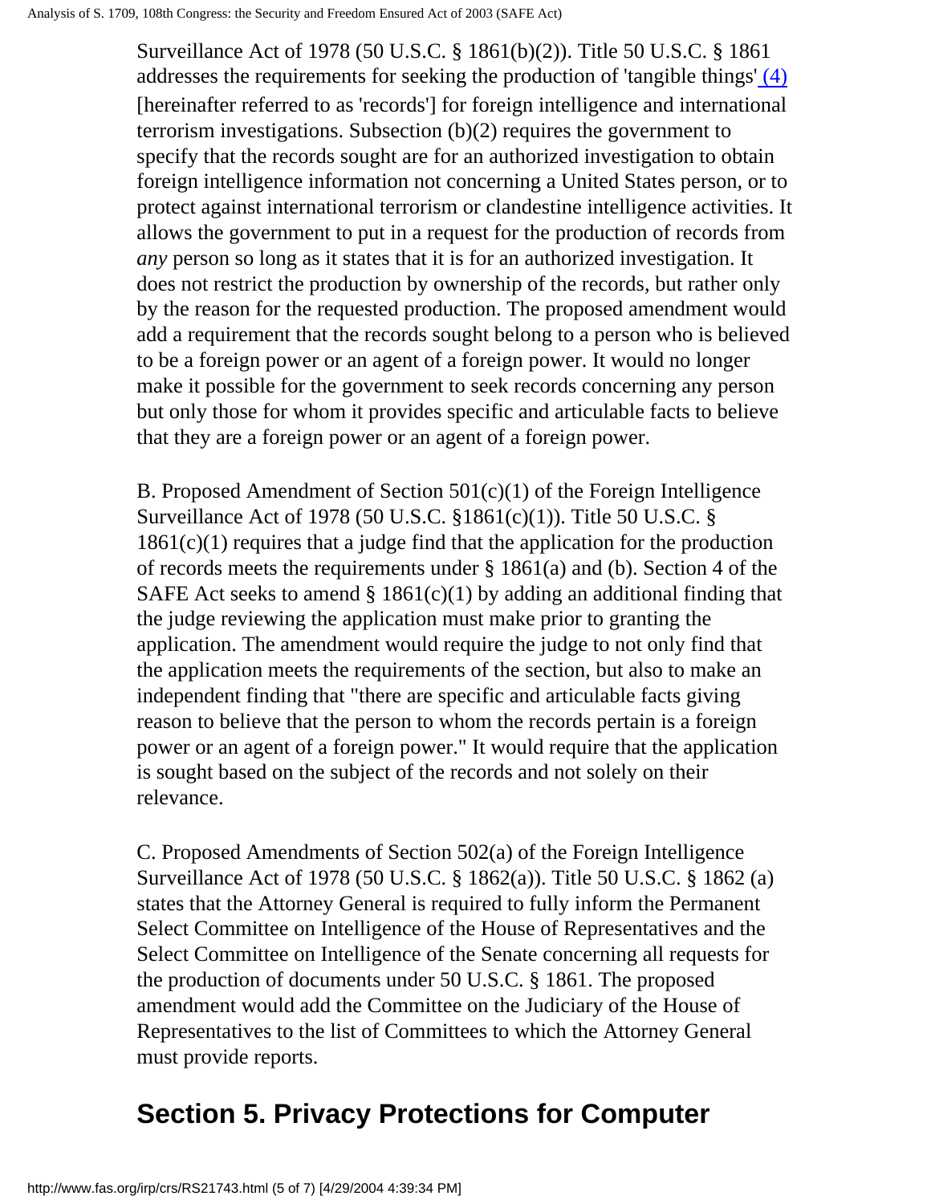Surveillance Act of 1978 (50 U.S.C. § 1861(b)(2)). Title 50 U.S.C. § 1861 addresses the requirements for seeking the production of 'tangible things' (4) [hereinafter referred to as 'records'] for foreign intelligence and international terrorism investigations. Subsection (b)(2) requires the government to specify that the records sought are for an authorized investigation to obtain foreign intelligence information not concerning a United States person, or to protect against international terrorism or clandestine intelligence activities. It allows the government to put in a request for the production of records from *any* person so long as it states that it is for an authorized investigation. It does not restrict the production by ownership of the records, but rather only by the reason for the requested production. The proposed amendment would add a requirement that the records sought belong to a person who is believed to be a foreign power or an agent of a foreign power. It would no longer make it possible for the government to seek records concerning any person but only those for whom it provides specific and articulable facts to believe that they are a foreign power or an agent of a foreign power.

B. Proposed Amendment of Section 501(c)(1) of the Foreign Intelligence Surveillance Act of 1978 (50 U.S.C. §1861(c)(1)). Title 50 U.S.C. § 1861(c)(1) requires that a judge find that the application for the production of records meets the requirements under § 1861(a) and (b). Section 4 of the SAFE Act seeks to amend § 1861(c)(1) by adding an additional finding that the judge reviewing the application must make prior to granting the application. The amendment would require the judge to not only find that the application meets the requirements of the section, but also to make an independent finding that "there are specific and articulable facts giving reason to believe that the person to whom the records pertain is a foreign power or an agent of a foreign power." It would require that the application is sought based on the subject of the records and not solely on their relevance.

C. Proposed Amendments of Section 502(a) of the Foreign Intelligence Surveillance Act of 1978 (50 U.S.C. § 1862(a)). Title 50 U.S.C. § 1862 (a) states that the Attorney General is required to fully inform the Permanent Select Committee on Intelligence of the House of Representatives and the Select Committee on Intelligence of the Senate concerning all requests for the production of documents under 50 U.S.C. § 1861. The proposed amendment would add the Committee on the Judiciary of the House of Representatives to the list of Committees to which the Attorney General must provide reports.

## Section 5. Privacy Protections for Computer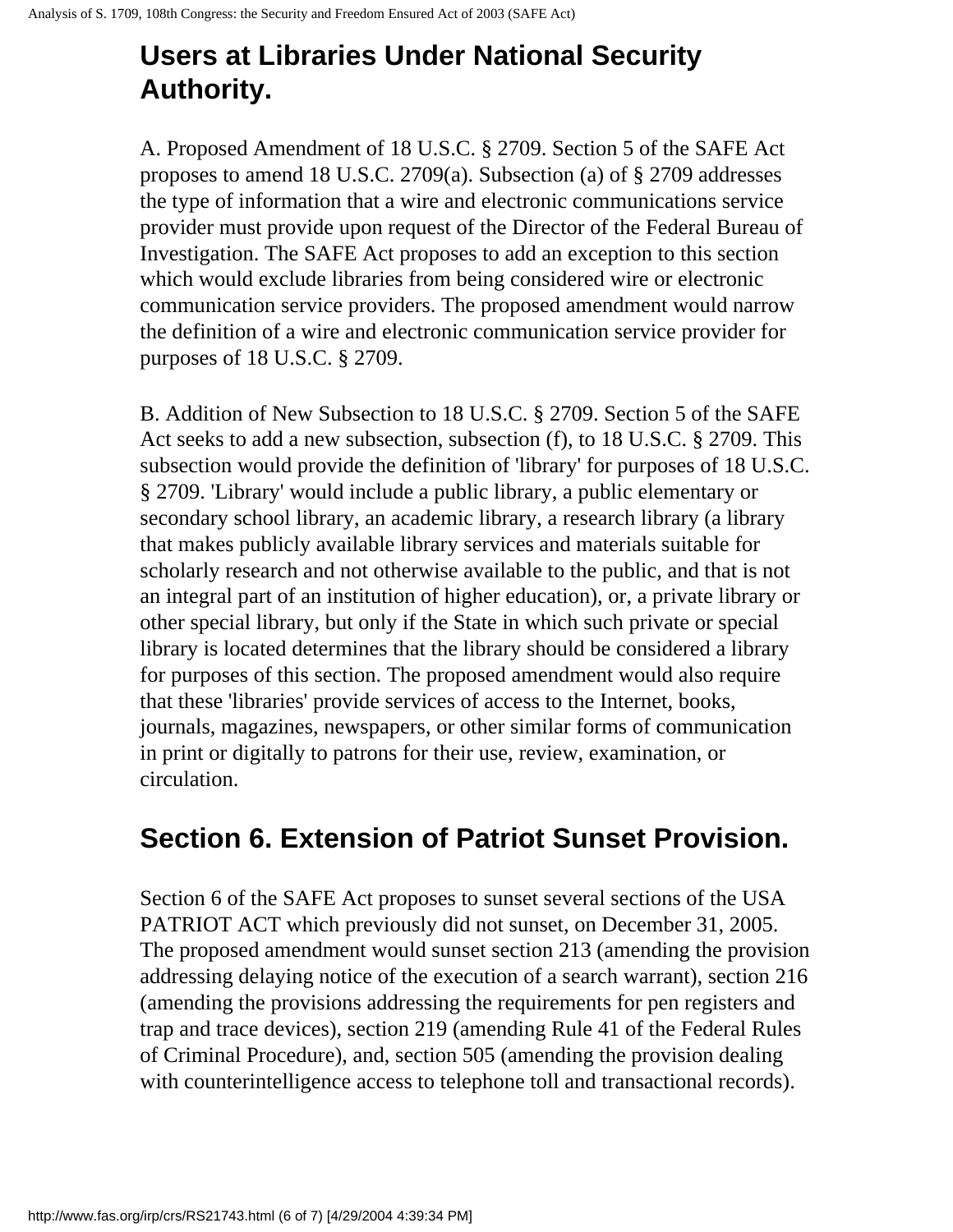## Users at Libraries Under National Security Authority.

A. Proposed Amendment of 18 U.S.C. § 2709. Section 5 of the SAFE Act proposes to amend 18 U.S.C. 2709(a). Subsection (a) of § 2709 addresses the type of information that a wire and electronic communications service provider must provide upon request of the Director of the Federal Bureau of Investigation. The SAFE Act proposes to add an exception to this section which would exclude libraries from being considered wire or electronic communication service providers. The proposed amendment would narrow the definition of a wire and electronic communication service provider for purposes of 18 U.S.C. § 2709.

B. Addition of New Subsection to 18 U.S.C. § 2709. Section 5 of the SAFE Act seeks to add a new subsection, subsection (f), to 18 U.S.C. § 2709. This subsection would provide the definition of 'library' for purposes of 18 U.S.C. § 2709. 'Library' would include a public library, a public elementary or secondary school library, an academic library, a research library (a library that makes publicly available library services and materials suitable for scholarly research and not otherwise available to the public, and that is not an integral part of an institution of higher education), or, a private library or other special library, but only if the State in which such private or special library is located determines that the library should be considered a library for purposes of this section. The proposed amendment would also require that these 'libraries' provide services of access to the Internet, books, journals, magazines, newspapers, or other similar forms of communication in print or digitally to patrons for their use, review, examination, or circulation.

## Section 6. Extension of Patriot Sunset Provision.

Section 6 of the SAFE Act proposes to sunset several sections of the USA PATRIOT ACT which previously did not sunset, on December 31, 2005. The proposed amendment would sunset section 213 (amending the provision addressing delaying notice of the execution of a search warrant), section 216 (amending the provisions addressing the requirements for pen registers and trap and trace devices), section 219 (amending Rule 41 of the Federal Rules of Criminal Procedure), and, section 505 (amending the provision dealing with counterintelligence access to telephone toll and transactional records).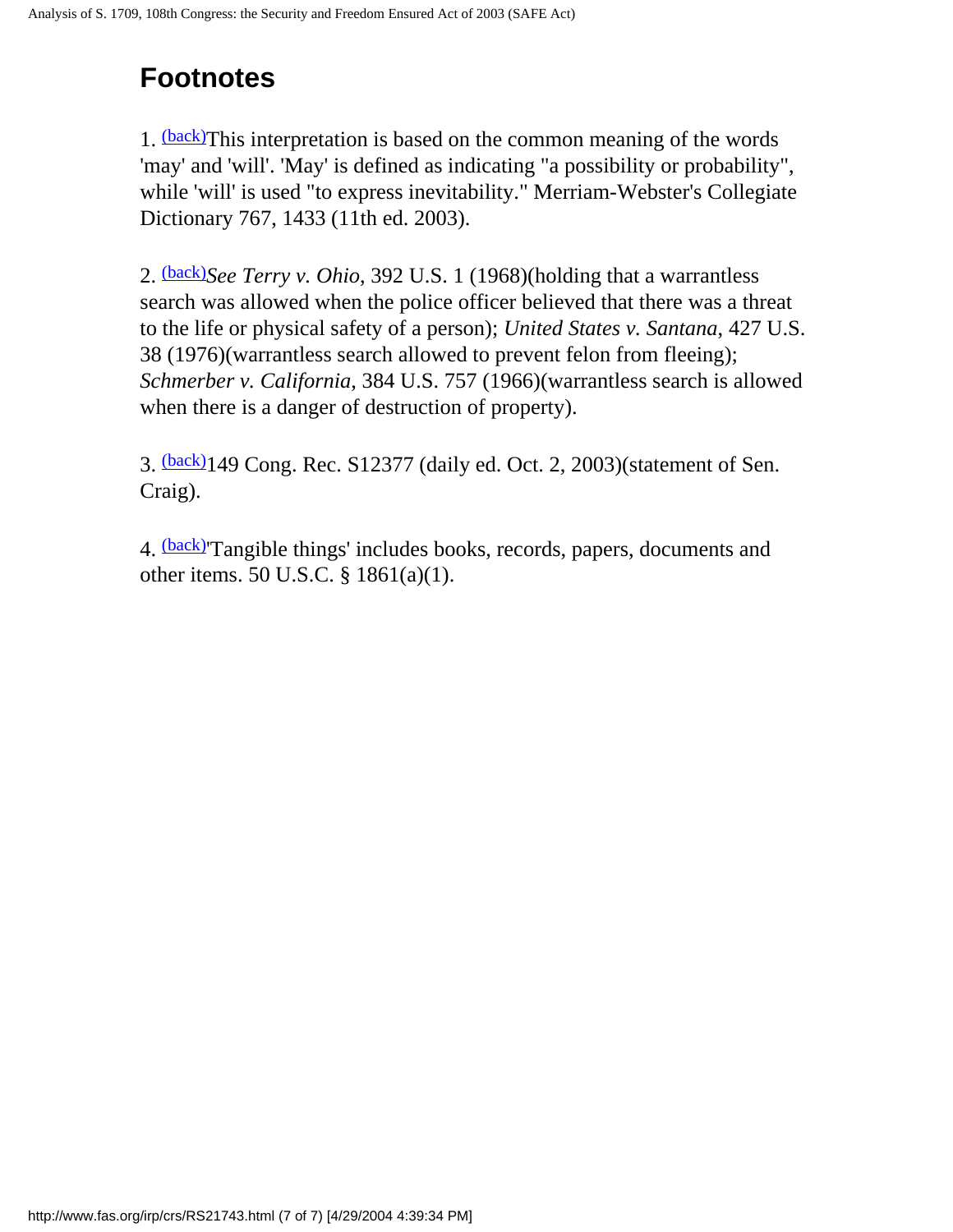## Footnotes

1. (back)This interpretation is based on the common meaning of the words 'may' and 'will'. 'May' is defined as indicating "a possibility or probability", while 'will' is used "to express inevitability." Merriam-Webster's Collegiate Dictionary 767, 1433 (11th ed. 2003).

2. (back)*See Terry v. Ohio*, 392 U.S. 1 (1968)(holding that a warrantless search was allowed when the police officer believed that there was a threat to the life or physical safety of a person); *United States v. Santana*, 427 U.S. 38 (1976)(warrantless search allowed to prevent felon from fleeing); *Schmerber v. California*, 384 U.S. 757 (1966)(warrantless search is allowed when there is a danger of destruction of property).

3. (back)149 Cong. Rec. S12377 (daily ed. Oct. 2, 2003)(statement of Sen. Craig).

4. (back)'Tangible things' includes books, records, papers, documents and other items. 50 U.S.C. § 1861(a)(1).